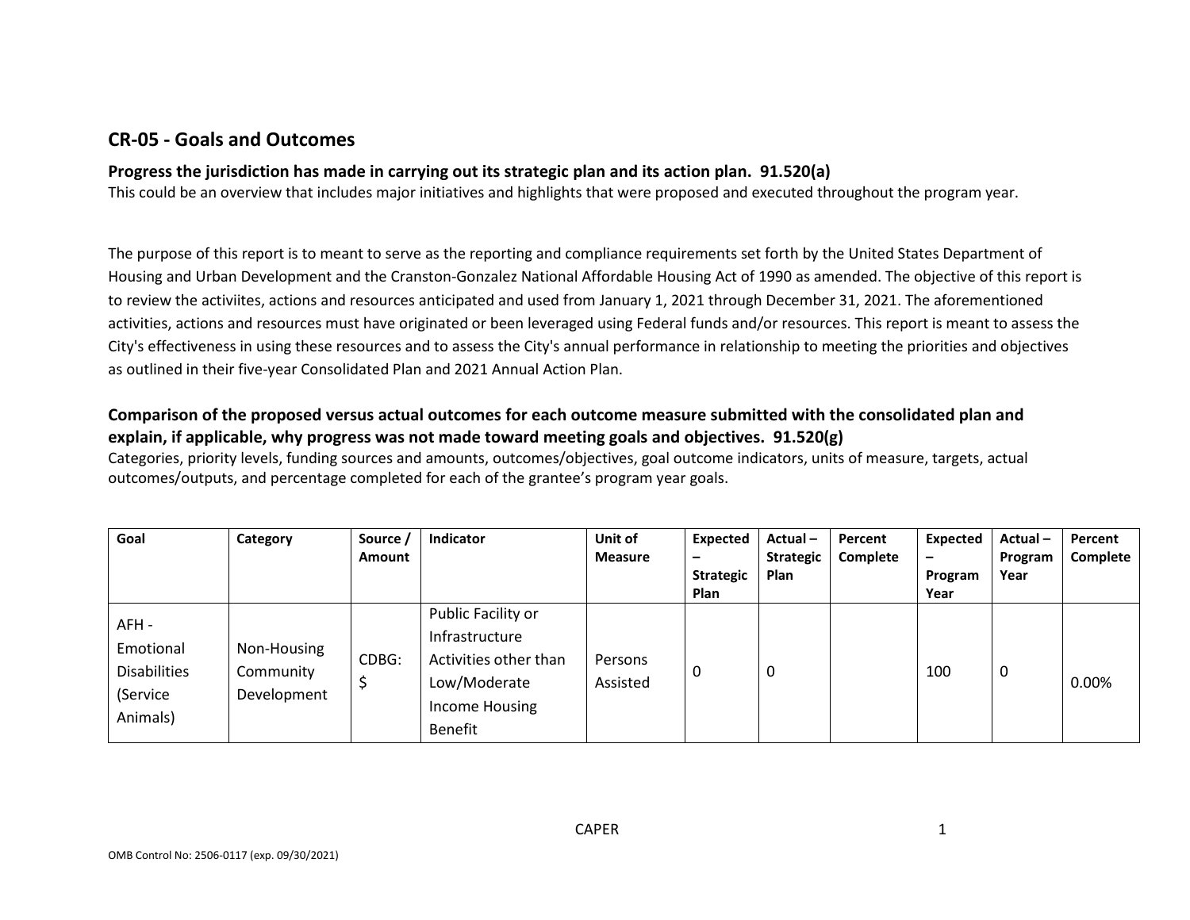## CR-05 - Goals and Outcomes

### Progress the jurisdiction has made in carrying out its strategic plan and its action plan. 91.520(a)

This could be an overview that includes major initiatives and highlights that were proposed and executed throughout the program year.

The purpose of this report is to meant to serve as the reporting and compliance requirements set forth by the United States Department of Housing and Urban Development and the Cranston-Gonzalez National Affordable Housing Act of 1990 as amended. The objective of this report is to review the activiites, actions and resources anticipated and used from January 1, 2021 through December 31, 2021. The aforementioned activities, actions and resources must have originated or been leveraged using Federal funds and/or resources. This report is meant to assess the City's effectiveness in using these resources and to assess the City's annual performance in relationship to meeting the priorities and objectives as outlined in their five-year Consolidated Plan and 2021 Annual Action Plan.

### Comparison of the proposed versus actual outcomes for each outcome measure submitted with the consolidated plan and explain, if applicable, why progress was not made toward meeting goals and objectives. 91.520(g)

Categories, priority levels, funding sources and amounts, outcomes/objectives, goal outcome indicators, units of measure, targets, actual outcomes/outputs, and percentage completed for each of the grantee's program year goals.

| Goal | Category | Source / Amount | Indicator | Unit of Measure | Expected – Strategic Plan | Actual – Strategic Plan | Percent Complete | Expected – Program Year | Actual – Program Year | Percent Complete |
|---|---|---|---|---|---|---|---|---|---|---|
| AFH - Emotional Disabilities (Service Animals) | Non-Housing Community Development | CDBG: $ | Public Facility or Infrastructure Activities other than Low/Moderate Income Housing Benefit | Persons Assisted | 0 | 0 | | 100 | 0 | 0.00% |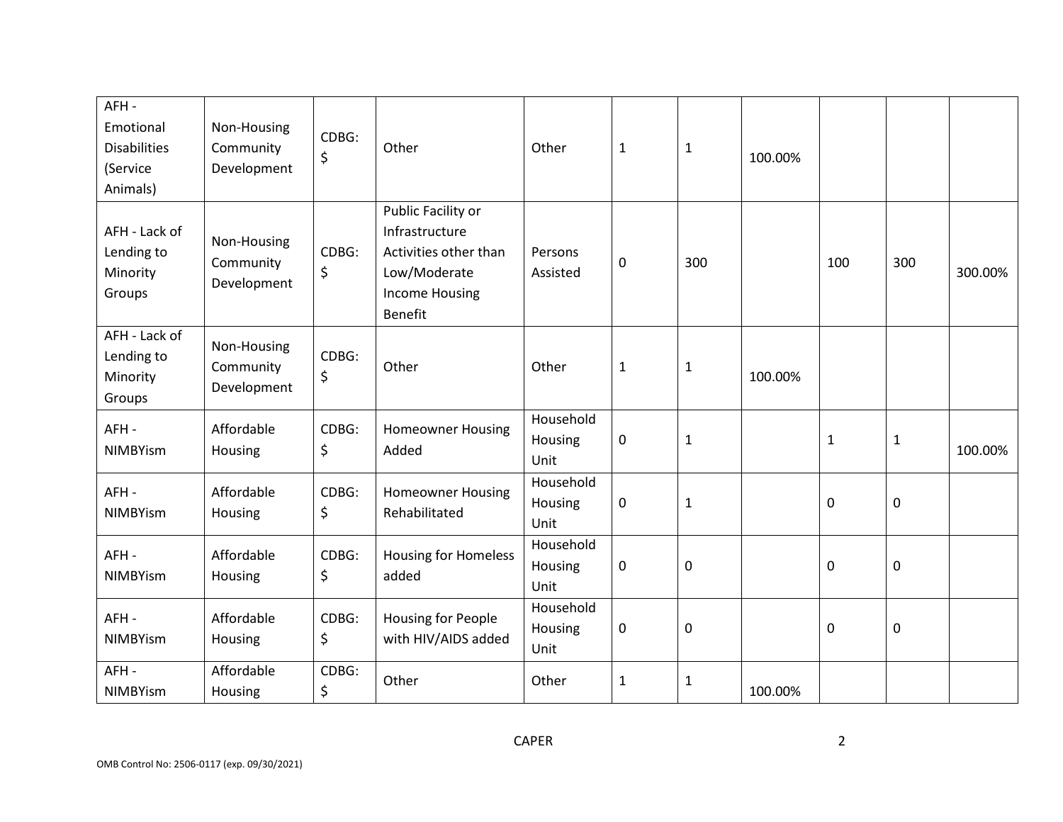| AFH - Emotional Disabilities (Service Animals) | Non-Housing Community Development | CDBG: $ | Other | Other | 1 | 1 | 100.00% | | | |
|---|---|---|---|---|---|---|---|---|---|---|
| AFH - Lack of Lending to Minority Groups | Non-Housing Community Development | CDBG: $ | Public Facility or Infrastructure Activities other than Low/Moderate Income Housing Benefit | Persons Assisted | 0 | 300 | | 100 | 300 | 300.00% |
| AFH - Lack of Lending to Minority Groups | Non-Housing Community Development | CDBG: $ | Other | Other | 1 | 1 | 100.00% | | | |
| AFH - NIMBYism | Affordable Housing | CDBG: $ | Homeowner Housing Added | Household Housing Unit | 0 | 1 | | 1 | 1 | 100.00% |
| AFH - NIMBYism | Affordable Housing | CDBG: $ | Homeowner Housing Rehabilitated | Household Housing Unit | 0 | 1 | | 0 | 0 | |
| AFH - NIMBYism | Affordable Housing | CDBG: $ | Housing for Homeless added | Household Housing Unit | 0 | 0 | | 0 | 0 | |
| AFH - NIMBYism | Affordable Housing | CDBG: $ | Housing for People with HIV/AIDS added | Household Housing Unit | 0 | 0 | | 0 | 0 | |
| AFH - NIMBYism | Affordable Housing | CDBG: $ | Other | Other | 1 | 1 | 100.00% | | | |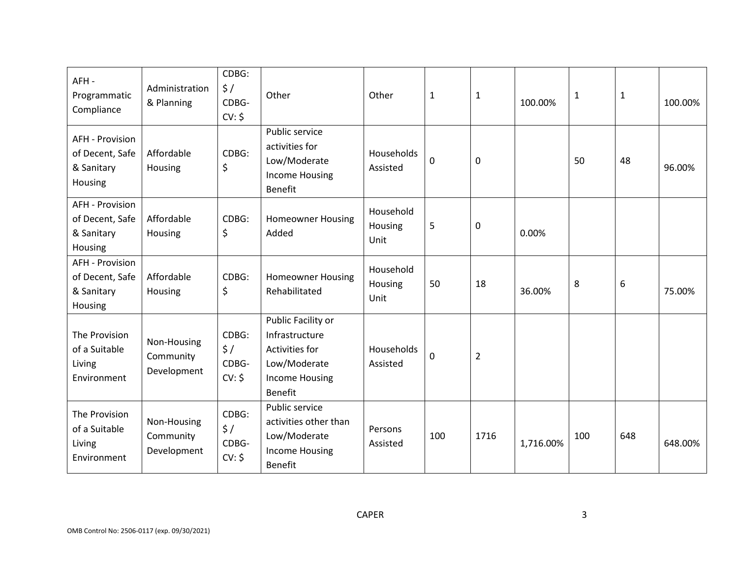| AFH - Programmatic Compliance | Administration & Planning | CDBG: $ / CDBG-CV: $ | Other | Other | 1 | 1 | 100.00% | 1 | 1 | 100.00% |
|---|---|---|---|---|---|---|---|---|---|---|
| AFH - Provision of Decent, Safe & Sanitary Housing | Affordable Housing | CDBG: $ | Public service activities for Low/Moderate Income Housing Benefit | Households Assisted | 0 | 0 | | 50 | 48 | 96.00% |
| AFH - Provision of Decent, Safe & Sanitary Housing | Affordable Housing | CDBG: $ | Homeowner Housing Added | Household Housing Unit | 5 | 0 | 0.00% | | | |
| AFH - Provision of Decent, Safe & Sanitary Housing | Affordable Housing | CDBG: $ | Homeowner Housing Rehabilitated | Household Housing Unit | 50 | 18 | 36.00% | 8 | 6 | 75.00% |
| The Provision of a Suitable Living Environment | Non-Housing Community Development | CDBG: $ / CDBG-CV: $ | Public Facility or Infrastructure Activities for Low/Moderate Income Housing Benefit | Households Assisted | 0 | 2 | | | | |
| The Provision of a Suitable Living Environment | Non-Housing Community Development | CDBG: $ / CDBG-CV: $ | Public service activities other than Low/Moderate Income Housing Benefit | Persons Assisted | 100 | 1716 | 1,716.00% | 100 | 648 | 648.00% |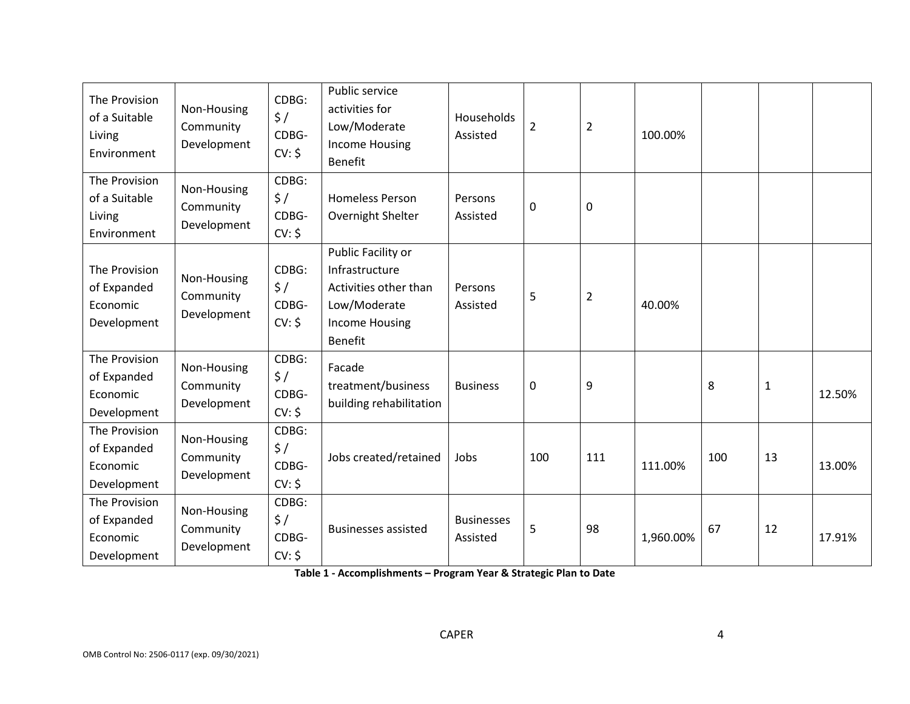| The Provision of a Suitable Living Environment | Non-Housing Community Development | CDBG: $ / CDBG-CV: $ | Public service activities for Low/Moderate Income Housing Benefit | Households Assisted | 2 | 2 | 100.00% | | | |
|---|---|---|---|---|---|---|---|---|---|---|
| The Provision of a Suitable Living Environment | Non-Housing Community Development | CDBG: $ / CDBG-CV: $ | Homeless Person Overnight Shelter | Persons Assisted | 0 | 0 | | | | |
| The Provision of Expanded Economic Development | Non-Housing Community Development | CDBG: $ / CDBG-CV: $ | Public Facility or Infrastructure Activities other than Low/Moderate Income Housing Benefit | Persons Assisted | 5 | 2 | 40.00% | | | |
| The Provision of Expanded Economic Development | Non-Housing Community Development | CDBG: $ / CDBG-CV: $ | Facade treatment/business building rehabilitation | Business | 0 | 9 | | 8 | 1 | 12.50% |
| The Provision of Expanded Economic Development | Non-Housing Community Development | CDBG: $ / CDBG-CV: $ | Jobs created/retained | Jobs | 100 | 111 | 111.00% | 100 | 13 | 13.00% |
| The Provision of Expanded Economic Development | Non-Housing Community Development | CDBG: $ / CDBG-CV: $ | Businesses assisted | Businesses Assisted | 5 | 98 | 1,960.00% | 67 | 12 | 17.91% |

**Table 1 - Accomplishments – Program Year & Strategic Plan to Date**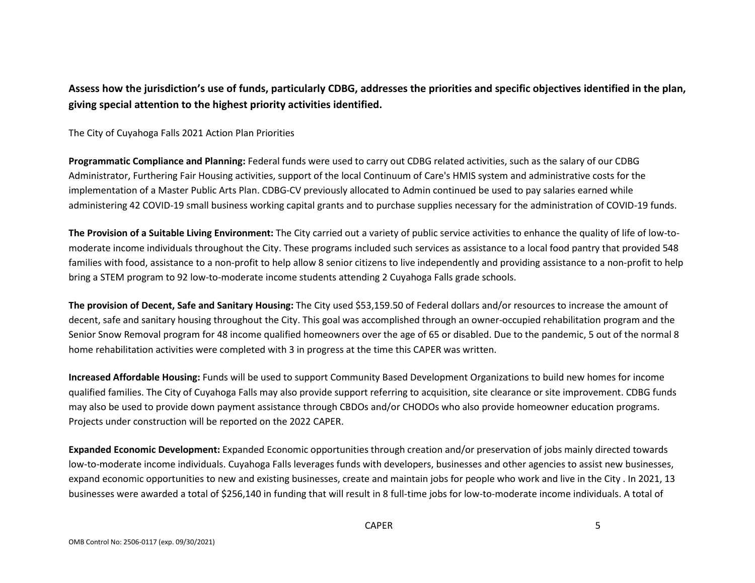**Assess how the jurisdiction's use of funds, particularly CDBG, addresses the priorities and specific objectives identified in the plan, giving special attention to the highest priority activities identified.**

The City of Cuyahoga Falls 2021 Action Plan Priorities

**Programmatic Compliance and Planning:** Federal funds were used to carry out CDBG related activities, such as the salary of our CDBG Administrator, Furthering Fair Housing activities, support of the local Continuum of Care's HMIS system and administrative costs for the implementation of a Master Public Arts Plan. CDBG-CV previously allocated to Admin continued be used to pay salaries earned while administering 42 COVID-19 small business working capital grants and to purchase supplies necessary for the administration of COVID-19 funds.

**The Provision of a Suitable Living Environment:** The City carried out a variety of public service activities to enhance the quality of life of low-to-moderate income individuals throughout the City. These programs included such services as assistance to a local food pantry that provided 548 families with food, assistance to a non-profit to help allow 8 senior citizens to live independently and providing assistance to a non-profit to help bring a STEM program to 92 low-to-moderate income students attending 2 Cuyahoga Falls grade schools.

**The provision of Decent, Safe and Sanitary Housing:** The City used $53,159.50 of Federal dollars and/or resources to increase the amount of decent, safe and sanitary housing throughout the City. This goal was accomplished through an owner-occupied rehabilitation program and the Senior Snow Removal program for 48 income qualified homeowners over the age of 65 or disabled. Due to the pandemic, 5 out of the normal 8 home rehabilitation activities were completed with 3 in progress at the time this CAPER was written.

**Increased Affordable Housing:** Funds will be used to support Community Based Development Organizations to build new homes for income qualified families. The City of Cuyahoga Falls may also provide support referring to acquisition, site clearance or site improvement. CDBG funds may also be used to provide down payment assistance through CBDOs and/or CHODOs who also provide homeowner education programs. Projects under construction will be reported on the 2022 CAPER.

**Expanded Economic Development:** Expanded Economic opportunities through creation and/or preservation of jobs mainly directed towards low-to-moderate income individuals. Cuyahoga Falls leverages funds with developers, businesses and other agencies to assist new businesses, expand economic opportunities to new and existing businesses, create and maintain jobs for people who work and live in the City . In 2021, 13 businesses were awarded a total of $256,140 in funding that will result in 8 full-time jobs for low-to-moderate income individuals. A total of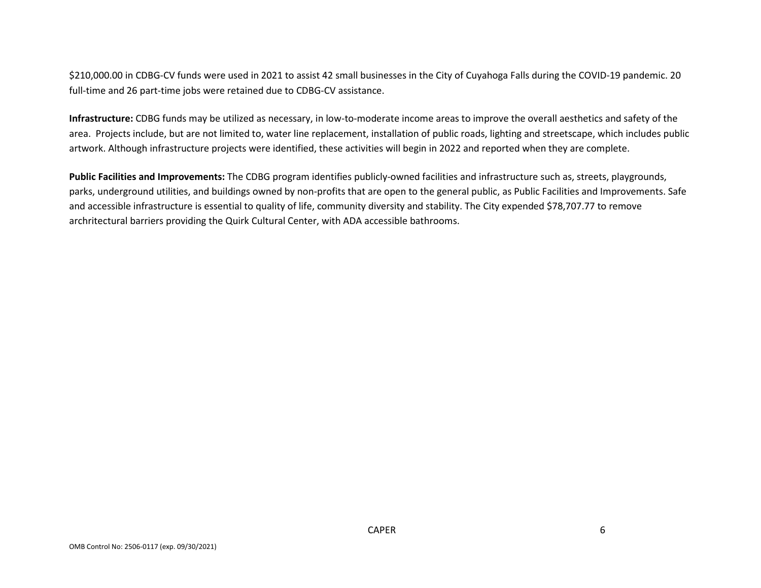$210,000.00 in CDBG-CV funds were used in 2021 to assist 42 small businesses in the City of Cuyahoga Falls during the COVID-19 pandemic. 20 full-time and 26 part-time jobs were retained due to CDBG-CV assistance.

**Infrastructure:** CDBG funds may be utilized as necessary, in low-to-moderate income areas to improve the overall aesthetics and safety of the area. Projects include, but are not limited to, water line replacement, installation of public roads, lighting and streetscape, which includes public artwork. Although infrastructure projects were identified, these activities will begin in 2022 and reported when they are complete.

**Public Facilities and Improvements:** The CDBG program identifies publicly-owned facilities and infrastructure such as, streets, playgrounds, parks, underground utilities, and buildings owned by non-profits that are open to the general public, as Public Facilities and Improvements. Safe and accessible infrastructure is essential to quality of life, community diversity and stability. The City expended $78,707.77 to remove archritectural barriers providing the Quirk Cultural Center, with ADA accessible bathrooms.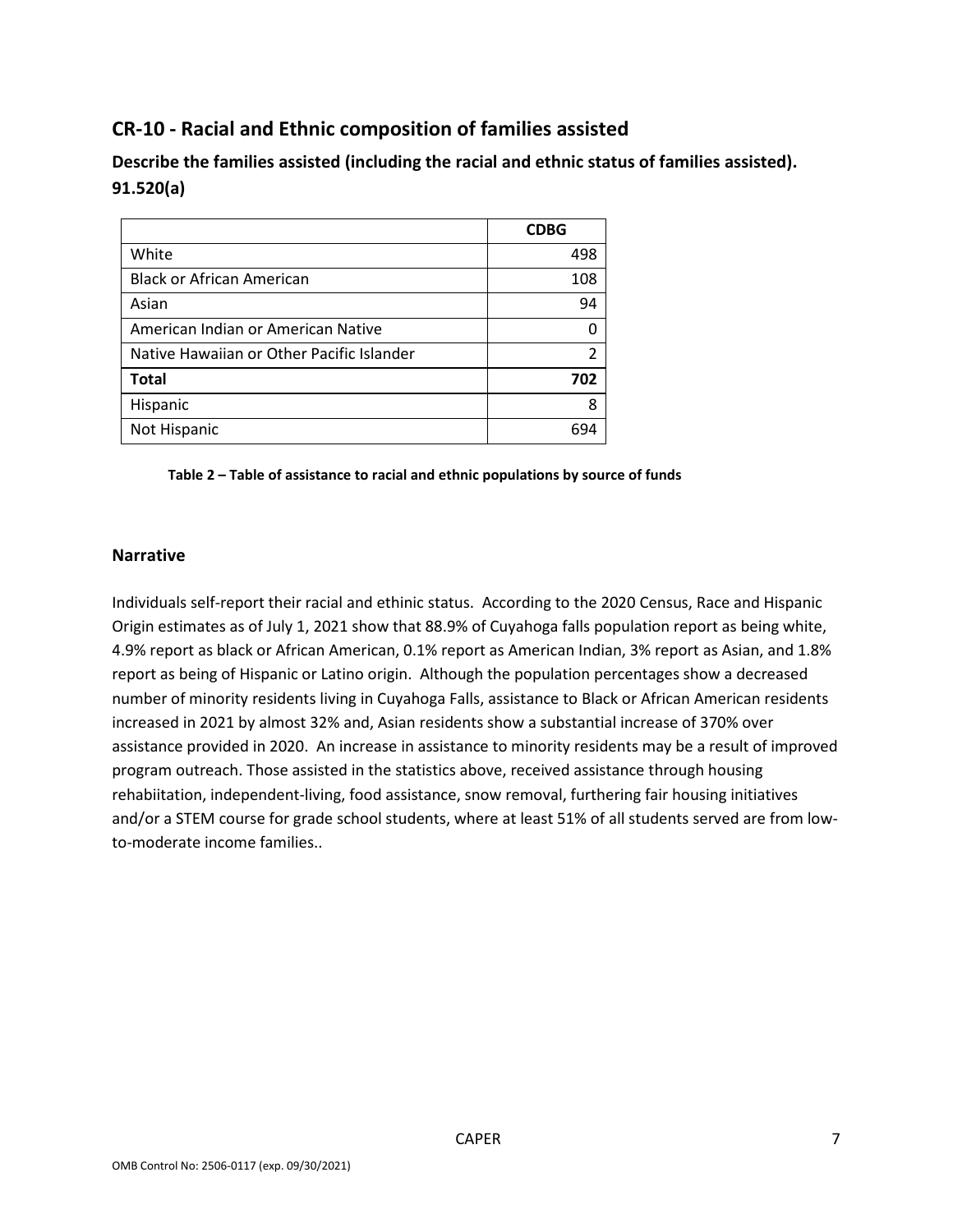## CR-10 - Racial and Ethnic composition of families assisted

### Describe the families assisted (including the racial and ethnic status of families assisted). 91.520(a)

| | CDBG |
|---|---|
| White | 498 |
| Black or African American | 108 |
| Asian | 94 |
| American Indian or American Native | 0 |
| Native Hawaiian or Other Pacific Islander | 2 |
| **Total** | **702** |
| Hispanic | 8 |
| Not Hispanic | 694 |

**Table 2 – Table of assistance to racial and ethnic populations by source of funds**

### Narrative

Individuals self-report their racial and ethinic status. According to the 2020 Census, Race and Hispanic Origin estimates as of July 1, 2021 show that 88.9% of Cuyahoga falls population report as being white, 4.9% report as black or African American, 0.1% report as American Indian, 3% report as Asian, and 1.8% report as being of Hispanic or Latino origin. Although the population percentages show a decreased number of minority residents living in Cuyahoga Falls, assistance to Black or African American residents increased in 2021 by almost 32% and, Asian residents show a substantial increase of 370% over assistance provided in 2020. An increase in assistance to minority residents may be a result of improved program outreach. Those assisted in the statistics above, received assistance through housing rehabiitation, independent-living, food assistance, snow removal, furthering fair housing initiatives and/or a STEM course for grade school students, where at least 51% of all students served are from low-to-moderate income families..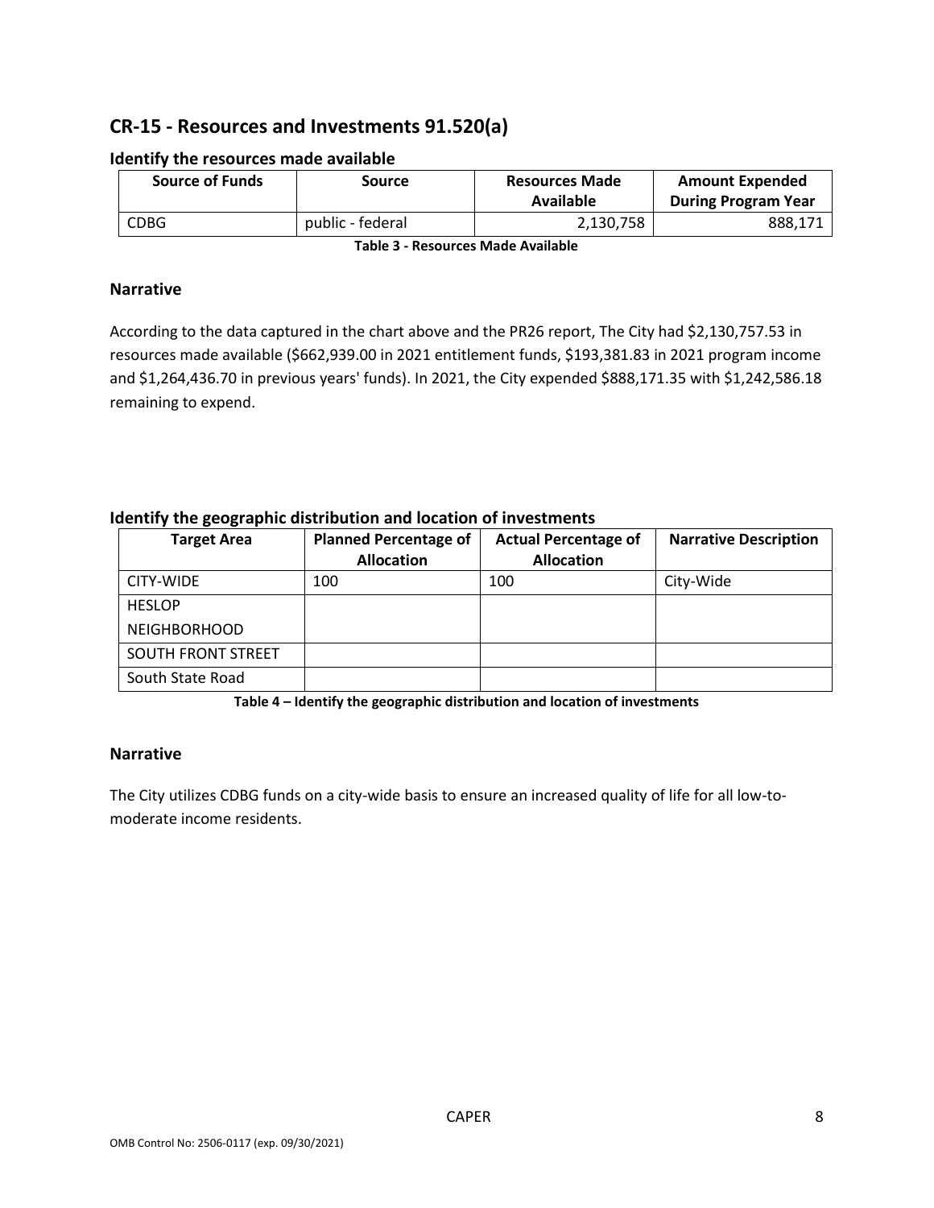## CR-15 - Resources and Investments 91.520(a)

### Identify the resources made available

| Source of Funds | Source | Resources Made Available | Amount Expended During Program Year |
|---|---|---|---|
| CDBG | public - federal | 2,130,758 | 888,171 |

**Table 3 - Resources Made Available**

### Narrative

According to the data captured in the chart above and the PR26 report, The City had $2,130,757.53 in resources made available ($662,939.00 in 2021 entitlement funds, $193,381.83 in 2021 program income and $1,264,436.70 in previous years' funds). In 2021, the City expended $888,171.35 with $1,242,586.18 remaining to expend.

### Identify the geographic distribution and location of investments

| Target Area | Planned Percentage of Allocation | Actual Percentage of Allocation | Narrative Description |
|---|---|---|---|
| CITY-WIDE | 100 | 100 | City-Wide |
| HESLOP NEIGHBORHOOD | | | |
| SOUTH FRONT STREET | | | |
| South State Road | | | |

**Table 4 – Identify the geographic distribution and location of investments**

### Narrative

The City utilizes CDBG funds on a city-wide basis to ensure an increased quality of life for all low-to-moderate income residents.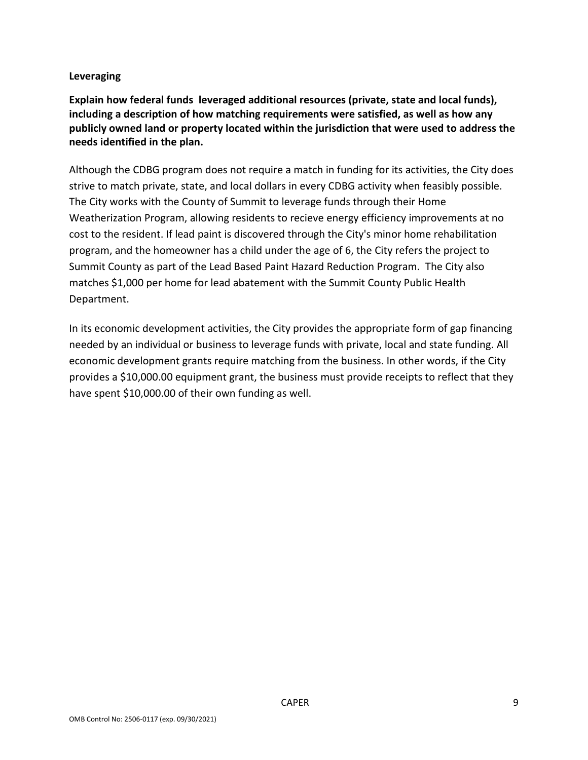**Leveraging**

**Explain how federal funds leveraged additional resources (private, state and local funds), including a description of how matching requirements were satisfied, as well as how any publicly owned land or property located within the jurisdiction that were used to address the needs identified in the plan.**

Although the CDBG program does not require a match in funding for its activities, the City does strive to match private, state, and local dollars in every CDBG activity when feasibly possible. The City works with the County of Summit to leverage funds through their Home Weatherization Program, allowing residents to recieve energy efficiency improvements at no cost to the resident. If lead paint is discovered through the City's minor home rehabilitation program, and the homeowner has a child under the age of 6, the City refers the project to Summit County as part of the Lead Based Paint Hazard Reduction Program. The City also matches $1,000 per home for lead abatement with the Summit County Public Health Department.

In its economic development activities, the City provides the appropriate form of gap financing needed by an individual or business to leverage funds with private, local and state funding. All economic development grants require matching from the business. In other words, if the City provides a $10,000.00 equipment grant, the business must provide receipts to reflect that they have spent $10,000.00 of their own funding as well.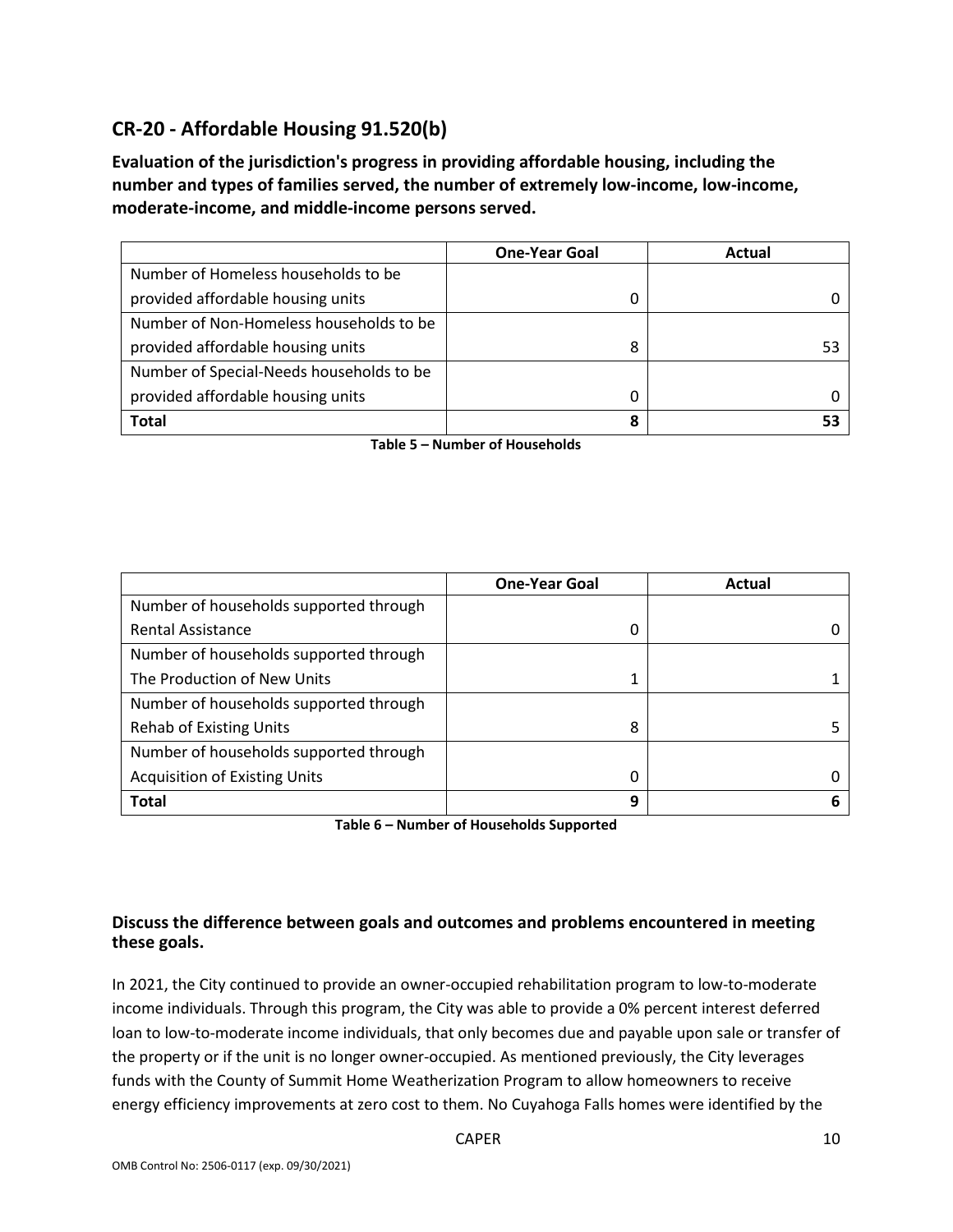## CR-20 - Affordable Housing 91.520(b)

**Evaluation of the jurisdiction's progress in providing affordable housing, including the number and types of families served, the number of extremely low-income, low-income, moderate-income, and middle-income persons served.**

| | One-Year Goal | Actual |
|---|---|---|
| Number of Homeless households to be provided affordable housing units | 0 | 0 |
| Number of Non-Homeless households to be provided affordable housing units | 8 | 53 |
| Number of Special-Needs households to be provided affordable housing units | 0 | 0 |
| **Total** | **8** | **53** |

**Table 5 – Number of Households**

| | One-Year Goal | Actual |
|---|---|---|
| Number of households supported through Rental Assistance | 0 | 0 |
| Number of households supported through The Production of New Units | 1 | 1 |
| Number of households supported through Rehab of Existing Units | 8 | 5 |
| Number of households supported through Acquisition of Existing Units | 0 | 0 |
| **Total** | **9** | **6** |

**Table 6 – Number of Households Supported**

### Discuss the difference between goals and outcomes and problems encountered in meeting these goals.

In 2021, the City continued to provide an owner-occupied rehabilitation program to low-to-moderate income individuals. Through this program, the City was able to provide a 0% percent interest deferred loan to low-to-moderate income individuals, that only becomes due and payable upon sale or transfer of the property or if the unit is no longer owner-occupied. As mentioned previously, the City leverages funds with the County of Summit Home Weatherization Program to allow homeowners to receive energy efficiency improvements at zero cost to them. No Cuyahoga Falls homes were identified by the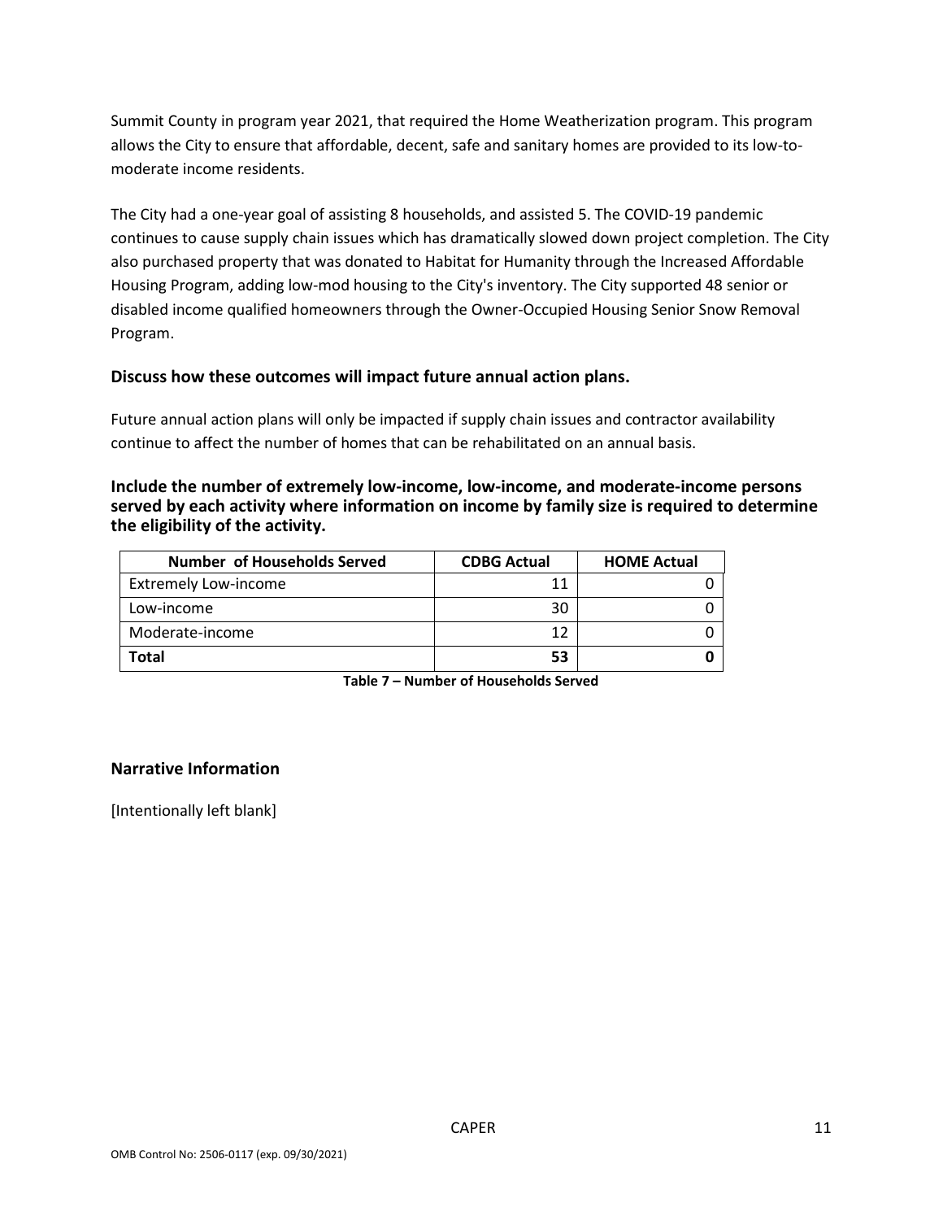Summit County in program year 2021, that required the Home Weatherization program. This program allows the City to ensure that affordable, decent, safe and sanitary homes are provided to its low-to-moderate income residents.

The City had a one-year goal of assisting 8 households, and assisted 5. The COVID-19 pandemic continues to cause supply chain issues which has dramatically slowed down project completion. The City also purchased property that was donated to Habitat for Humanity through the Increased Affordable Housing Program, adding low-mod housing to the City's inventory. The City supported 48 senior or disabled income qualified homeowners through the Owner-Occupied Housing Senior Snow Removal Program.

### Discuss how these outcomes will impact future annual action plans.

Future annual action plans will only be impacted if supply chain issues and contractor availability continue to affect the number of homes that can be rehabilitated on an annual basis.

### Include the number of extremely low-income, low-income, and moderate-income persons served by each activity where information on income by family size is required to determine the eligibility of the activity.

| Number of Households Served | CDBG Actual | HOME Actual |
|---|---|---|
| Extremely Low-income | 11 | 0 |
| Low-income | 30 | 0 |
| Moderate-income | 12 | 0 |
| **Total** | **53** | **0** |

**Table 7 – Number of Households Served**

### Narrative Information

[Intentionally left blank]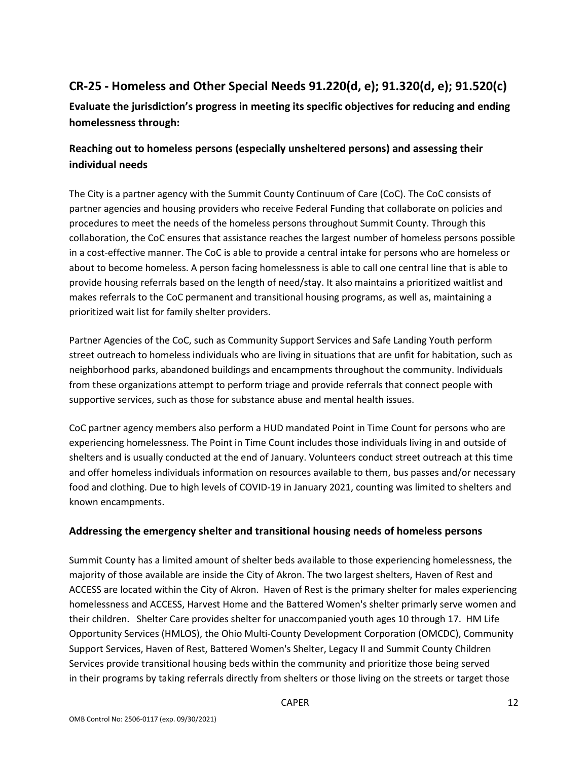## CR-25 - Homeless and Other Special Needs 91.220(d, e); 91.320(d, e); 91.520(c)

**Evaluate the jurisdiction's progress in meeting its specific objectives for reducing and ending homelessness through:**

### Reaching out to homeless persons (especially unsheltered persons) and assessing their individual needs

The City is a partner agency with the Summit County Continuum of Care (CoC). The CoC consists of partner agencies and housing providers who receive Federal Funding that collaborate on policies and procedures to meet the needs of the homeless persons throughout Summit County. Through this collaboration, the CoC ensures that assistance reaches the largest number of homeless persons possible in a cost-effective manner. The CoC is able to provide a central intake for persons who are homeless or about to become homeless. A person facing homelessness is able to call one central line that is able to provide housing referrals based on the length of need/stay. It also maintains a prioritized waitlist and makes referrals to the CoC permanent and transitional housing programs, as well as, maintaining a prioritized wait list for family shelter providers.

Partner Agencies of the CoC, such as Community Support Services and Safe Landing Youth perform street outreach to homeless individuals who are living in situations that are unfit for habitation, such as neighborhood parks, abandoned buildings and encampments throughout the community. Individuals from these organizations attempt to perform triage and provide referrals that connect people with supportive services, such as those for substance abuse and mental health issues.

CoC partner agency members also perform a HUD mandated Point in Time Count for persons who are experiencing homelessness. The Point in Time Count includes those individuals living in and outside of shelters and is usually conducted at the end of January. Volunteers conduct street outreach at this time and offer homeless individuals information on resources available to them, bus passes and/or necessary food and clothing. Due to high levels of COVID-19 in January 2021, counting was limited to shelters and known encampments.

### Addressing the emergency shelter and transitional housing needs of homeless persons

Summit County has a limited amount of shelter beds available to those experiencing homelessness, the majority of those available are inside the City of Akron. The two largest shelters, Haven of Rest and ACCESS are located within the City of Akron. Haven of Rest is the primary shelter for males experiencing homelessness and ACCESS, Harvest Home and the Battered Women's shelter primarily serve women and their children. Shelter Care provides shelter for unaccompanied youth ages 10 through 17. HM Life Opportunity Services (HMLOS), the Ohio Multi-County Development Corporation (OMCDC), Community Support Services, Haven of Rest, Battered Women's Shelter, Legacy II and Summit County Children Services provide transitional housing beds within the community and prioritize those being served in their programs by taking referrals directly from shelters or those living on the streets or target those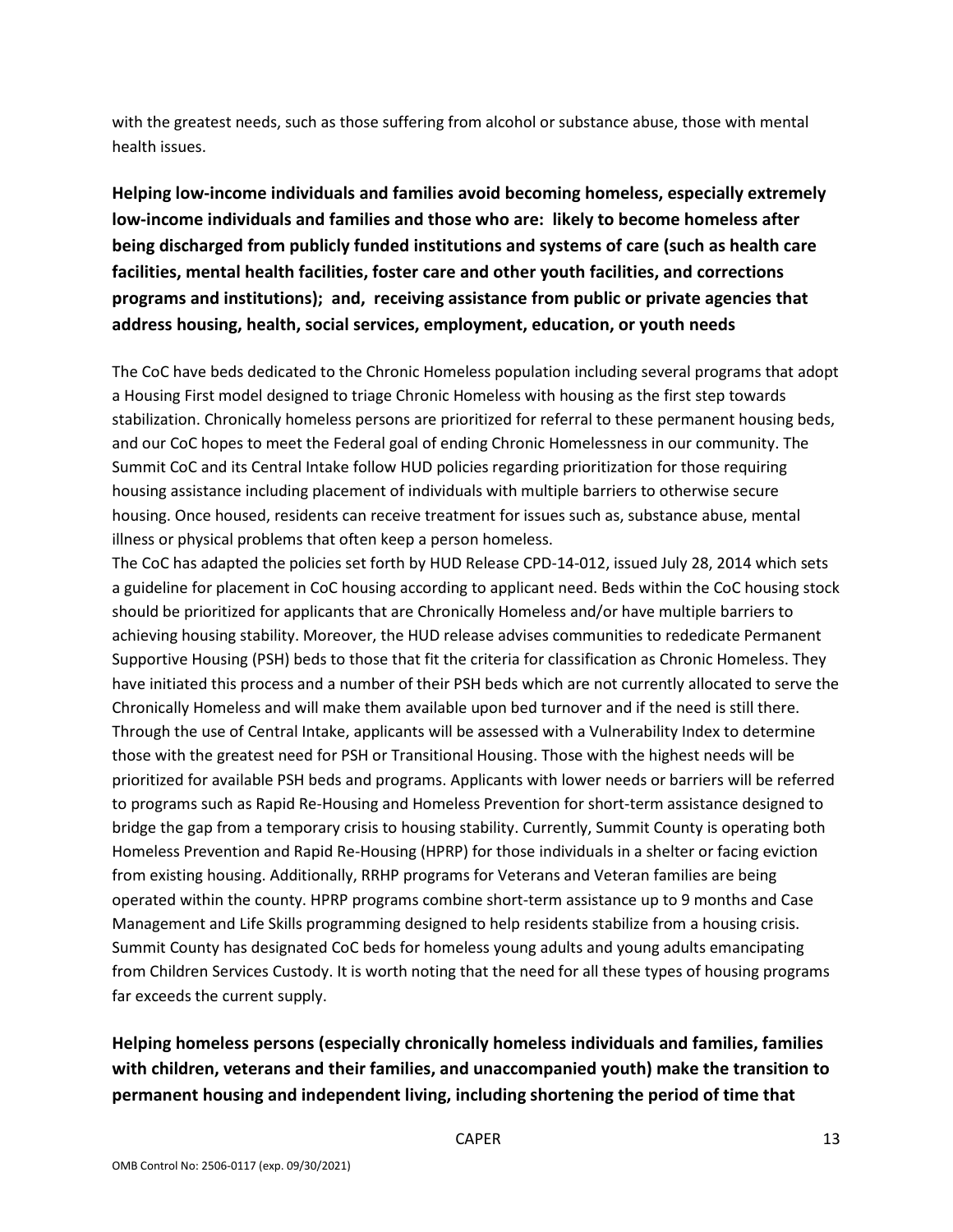with the greatest needs, such as those suffering from alcohol or substance abuse, those with mental health issues.

**Helping low-income individuals and families avoid becoming homeless, especially extremely low-income individuals and families and those who are: likely to become homeless after being discharged from publicly funded institutions and systems of care (such as health care facilities, mental health facilities, foster care and other youth facilities, and corrections programs and institutions); and, receiving assistance from public or private agencies that address housing, health, social services, employment, education, or youth needs**

The CoC have beds dedicated to the Chronic Homeless population including several programs that adopt a Housing First model designed to triage Chronic Homeless with housing as the first step towards stabilization. Chronically homeless persons are prioritized for referral to these permanent housing beds, and our CoC hopes to meet the Federal goal of ending Chronic Homelessness in our community. The Summit CoC and its Central Intake follow HUD policies regarding prioritization for those requiring housing assistance including placement of individuals with multiple barriers to otherwise secure housing. Once housed, residents can receive treatment for issues such as, substance abuse, mental illness or physical problems that often keep a person homeless.
The CoC has adapted the policies set forth by HUD Release CPD-14-012, issued July 28, 2014 which sets a guideline for placement in CoC housing according to applicant need. Beds within the CoC housing stock should be prioritized for applicants that are Chronically Homeless and/or have multiple barriers to achieving housing stability. Moreover, the HUD release advises communities to rededicate Permanent Supportive Housing (PSH) beds to those that fit the criteria for classification as Chronic Homeless. They have initiated this process and a number of their PSH beds which are not currently allocated to serve the Chronically Homeless and will make them available upon bed turnover and if the need is still there. Through the use of Central Intake, applicants will be assessed with a Vulnerability Index to determine those with the greatest need for PSH or Transitional Housing. Those with the highest needs will be prioritized for available PSH beds and programs. Applicants with lower needs or barriers will be referred to programs such as Rapid Re-Housing and Homeless Prevention for short-term assistance designed to bridge the gap from a temporary crisis to housing stability. Currently, Summit County is operating both Homeless Prevention and Rapid Re-Housing (HPRP) for those individuals in a shelter or facing eviction from existing housing. Additionally, RRHP programs for Veterans and Veteran families are being operated within the county. HPRP programs combine short-term assistance up to 9 months and Case Management and Life Skills programming designed to help residents stabilize from a housing crisis. Summit County has designated CoC beds for homeless young adults and young adults emancipating from Children Services Custody. It is worth noting that the need for all these types of housing programs far exceeds the current supply.

**Helping homeless persons (especially chronically homeless individuals and families, families with children, veterans and their families, and unaccompanied youth) make the transition to permanent housing and independent living, including shortening the period of time that**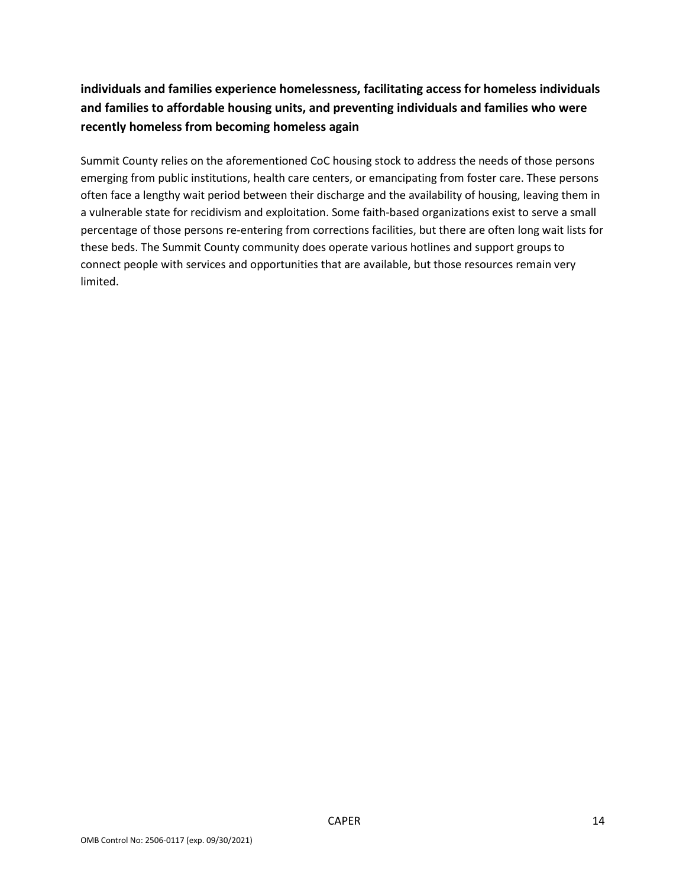**individuals and families experience homelessness, facilitating access for homeless individuals and families to affordable housing units, and preventing individuals and families who were recently homeless from becoming homeless again**

Summit County relies on the aforementioned CoC housing stock to address the needs of those persons emerging from public institutions, health care centers, or emancipating from foster care. These persons often face a lengthy wait period between their discharge and the availability of housing, leaving them in a vulnerable state for recidivism and exploitation. Some faith-based organizations exist to serve a small percentage of those persons re-entering from corrections facilities, but there are often long wait lists for these beds. The Summit County community does operate various hotlines and support groups to connect people with services and opportunities that are available, but those resources remain very limited.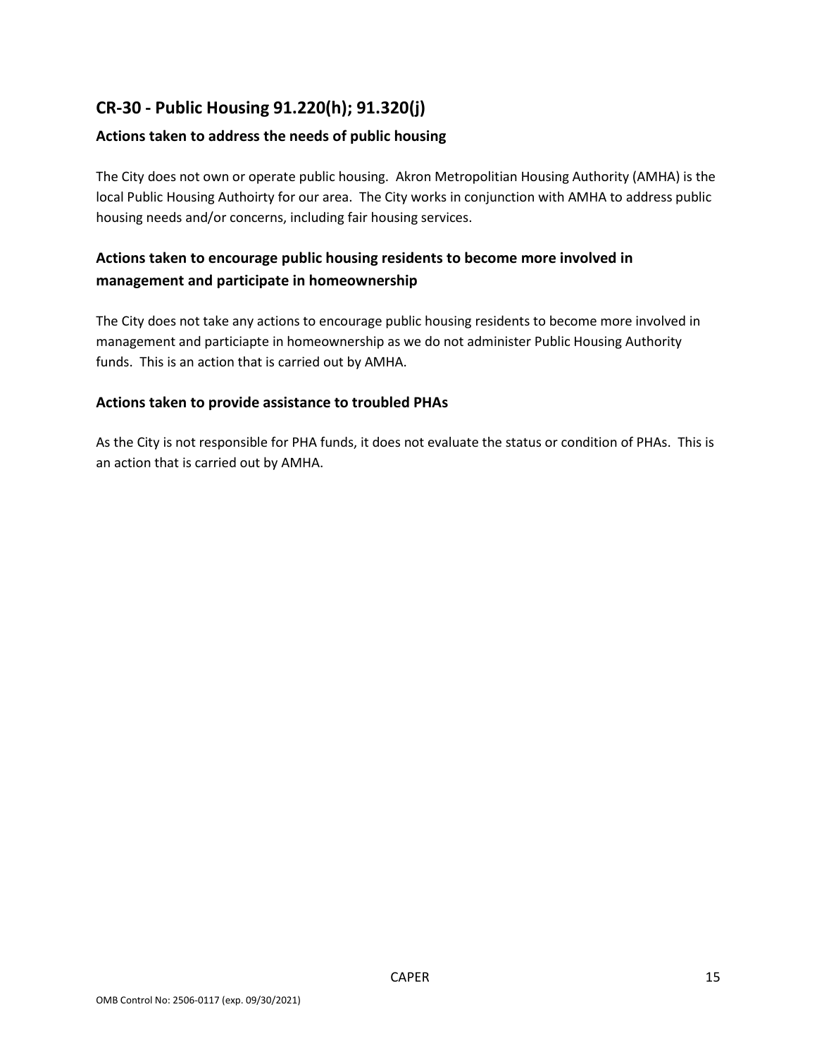## CR-30 - Public Housing 91.220(h); 91.320(j)

### Actions taken to address the needs of public housing

The City does not own or operate public housing. Akron Metropolitian Housing Authority (AMHA) is the local Public Housing Authoirty for our area. The City works in conjunction with AMHA to address public housing needs and/or concerns, including fair housing services.

### Actions taken to encourage public housing residents to become more involved in management and participate in homeownership

The City does not take any actions to encourage public housing residents to become more involved in management and particiapte in homeownership as we do not administer Public Housing Authority funds. This is an action that is carried out by AMHA.

### Actions taken to provide assistance to troubled PHAs

As the City is not responsible for PHA funds, it does not evaluate the status or condition of PHAs. This is an action that is carried out by AMHA.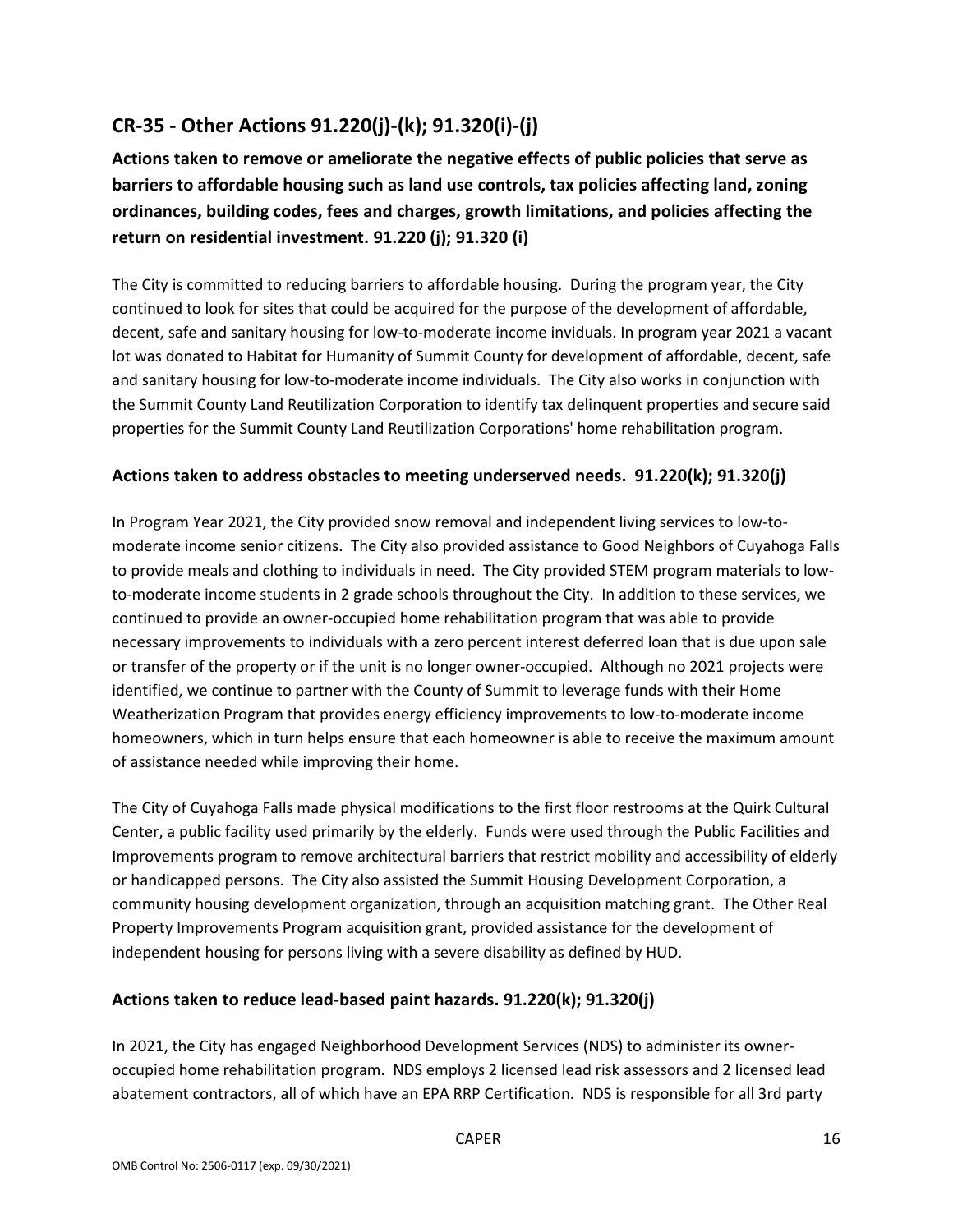## CR-35 - Other Actions 91.220(j)-(k); 91.320(i)-(j)

**Actions taken to remove or ameliorate the negative effects of public policies that serve as barriers to affordable housing such as land use controls, tax policies affecting land, zoning ordinances, building codes, fees and charges, growth limitations, and policies affecting the return on residential investment. 91.220 (j); 91.320 (i)**

The City is committed to reducing barriers to affordable housing. During the program year, the City continued to look for sites that could be acquired for the purpose of the development of affordable, decent, safe and sanitary housing for low-to-moderate income inviduals. In program year 2021 a vacant lot was donated to Habitat for Humanity of Summit County for development of affordable, decent, safe and sanitary housing for low-to-moderate income individuals. The City also works in conjunction with the Summit County Land Reutilization Corporation to identify tax delinquent properties and secure said properties for the Summit County Land Reutilization Corporations' home rehabilitation program.

### Actions taken to address obstacles to meeting underserved needs. 91.220(k); 91.320(j)

In Program Year 2021, the City provided snow removal and independent living services to low-to-moderate income senior citizens. The City also provided assistance to Good Neighbors of Cuyahoga Falls to provide meals and clothing to individuals in need. The City provided STEM program materials to low-to-moderate income students in 2 grade schools throughout the City. In addition to these services, we continued to provide an owner-occupied home rehabilitation program that was able to provide necessary improvements to individuals with a zero percent interest deferred loan that is due upon sale or transfer of the property or if the unit is no longer owner-occupied. Although no 2021 projects were identified, we continue to partner with the County of Summit to leverage funds with their Home Weatherization Program that provides energy efficiency improvements to low-to-moderate income homeowners, which in turn helps ensure that each homeowner is able to receive the maximum amount of assistance needed while improving their home.

The City of Cuyahoga Falls made physical modifications to the first floor restrooms at the Quirk Cultural Center, a public facility used primarily by the elderly. Funds were used through the Public Facilities and Improvements program to remove architectural barriers that restrict mobility and accessibility of elderly or handicapped persons. The City also assisted the Summit Housing Development Corporation, a community housing development organization, through an acquisition matching grant. The Other Real Property Improvements Program acquisition grant, provided assistance for the development of independent housing for persons living with a severe disability as defined by HUD.

### Actions taken to reduce lead-based paint hazards. 91.220(k); 91.320(j)

In 2021, the City has engaged Neighborhood Development Services (NDS) to administer its owner-occupied home rehabilitation program. NDS employs 2 licensed lead risk assessors and 2 licensed lead abatement contractors, all of which have an EPA RRP Certification. NDS is responsible for all 3rd party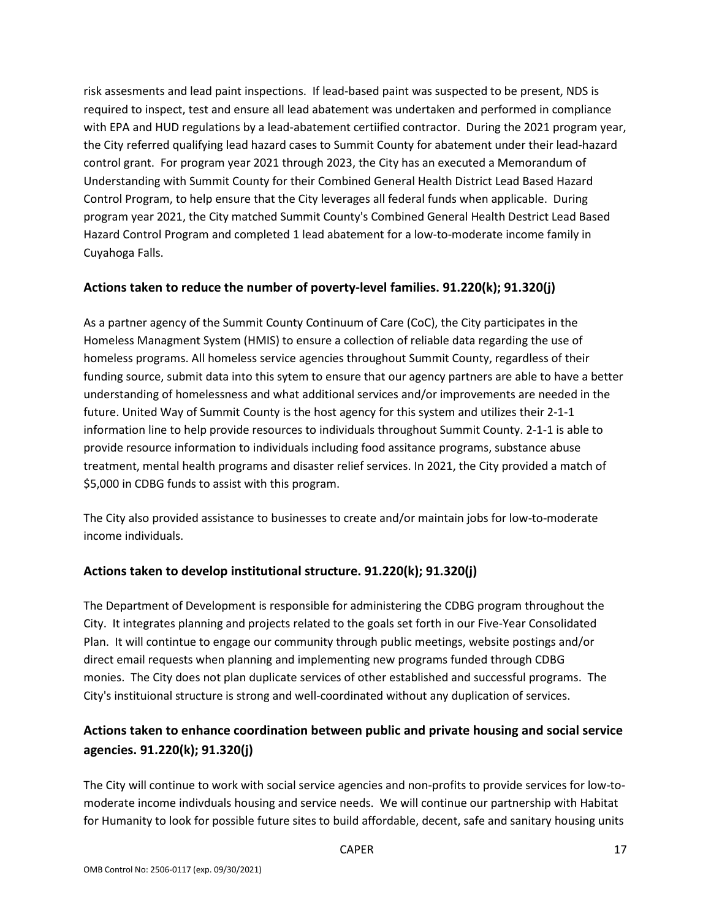risk assesments and lead paint inspections. If lead-based paint was suspected to be present, NDS is required to inspect, test and ensure all lead abatement was undertaken and performed in compliance with EPA and HUD regulations by a lead-abatement certiified contractor. During the 2021 program year, the City referred qualifying lead hazard cases to Summit County for abatement under their lead-hazard control grant. For program year 2021 through 2023, the City has an executed a Memorandum of Understanding with Summit County for their Combined General Health District Lead Based Hazard Control Program, to help ensure that the City leverages all federal funds when applicable. During program year 2021, the City matched Summit County's Combined General Health Destrict Lead Based Hazard Control Program and completed 1 lead abatement for a low-to-moderate income family in Cuyahoga Falls.

### Actions taken to reduce the number of poverty-level families. 91.220(k); 91.320(j)

As a partner agency of the Summit County Continuum of Care (CoC), the City participates in the Homeless Managment System (HMIS) to ensure a collection of reliable data regarding the use of homeless programs. All homeless service agencies throughout Summit County, regardless of their funding source, submit data into this sytem to ensure that our agency partners are able to have a better understanding of homelessness and what additional services and/or improvements are needed in the future. United Way of Summit County is the host agency for this system and utilizes their 2-1-1 information line to help provide resources to individuals throughout Summit County. 2-1-1 is able to provide resource information to individuals including food assitance programs, substance abuse treatment, mental health programs and disaster relief services. In 2021, the City provided a match of $5,000 in CDBG funds to assist with this program.

The City also provided assistance to businesses to create and/or maintain jobs for low-to-moderate income individuals.

### Actions taken to develop institutional structure. 91.220(k); 91.320(j)

The Department of Development is responsible for administering the CDBG program throughout the City. It integrates planning and projects related to the goals set forth in our Five-Year Consolidated Plan. It will contintue to engage our community through public meetings, website postings and/or direct email requests when planning and implementing new programs funded through CDBG monies. The City does not plan duplicate services of other established and successful programs. The City's instituional structure is strong and well-coordinated without any duplication of services.

### Actions taken to enhance coordination between public and private housing and social service agencies. 91.220(k); 91.320(j)

The City will continue to work with social service agencies and non-profits to provide services for low-to-moderate income indivduals housing and service needs. We will continue our partnership with Habitat for Humanity to look for possible future sites to build affordable, decent, safe and sanitary housing units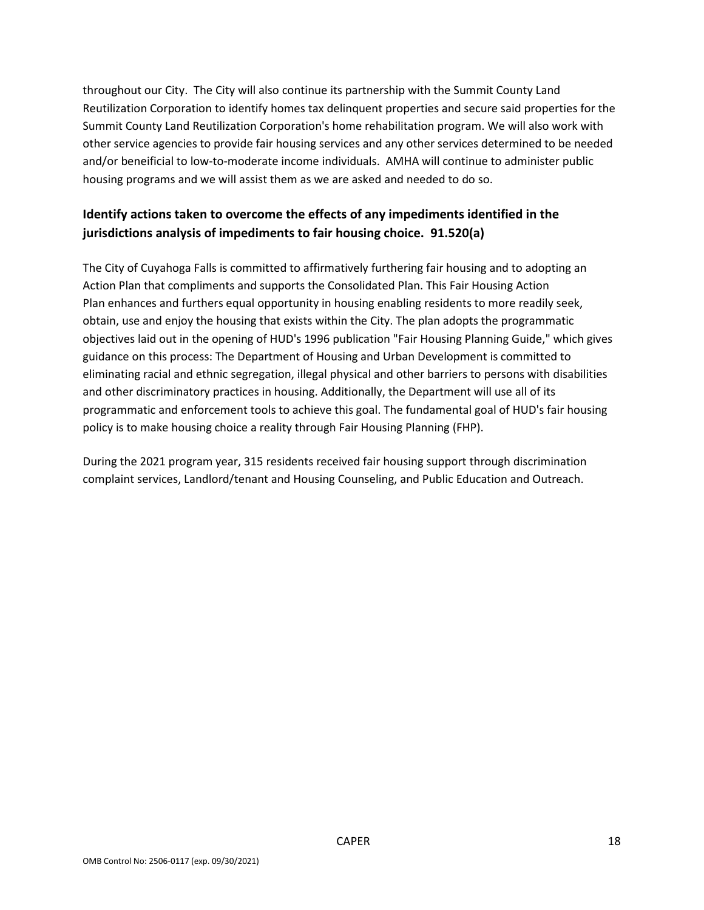throughout our City. The City will also continue its partnership with the Summit County Land Reutilization Corporation to identify homes tax delinquent properties and secure said properties for the Summit County Land Reutilization Corporation's home rehabilitation program. We will also work with other service agencies to provide fair housing services and any other services determined to be needed and/or beneificial to low-to-moderate income individuals. AMHA will continue to administer public housing programs and we will assist them as we are asked and needed to do so.

## Identify actions taken to overcome the effects of any impediments identified in the jurisdictions analysis of impediments to fair housing choice. 91.520(a)

The City of Cuyahoga Falls is committed to affirmatively furthering fair housing and to adopting an Action Plan that compliments and supports the Consolidated Plan. This Fair Housing Action Plan enhances and furthers equal opportunity in housing enabling residents to more readily seek, obtain, use and enjoy the housing that exists within the City. The plan adopts the programmatic objectives laid out in the opening of HUD's 1996 publication "Fair Housing Planning Guide," which gives guidance on this process: The Department of Housing and Urban Development is committed to eliminating racial and ethnic segregation, illegal physical and other barriers to persons with disabilities and other discriminatory practices in housing. Additionally, the Department will use all of its programmatic and enforcement tools to achieve this goal. The fundamental goal of HUD's fair housing policy is to make housing choice a reality through Fair Housing Planning (FHP).

During the 2021 program year, 315 residents received fair housing support through discrimination complaint services, Landlord/tenant and Housing Counseling, and Public Education and Outreach.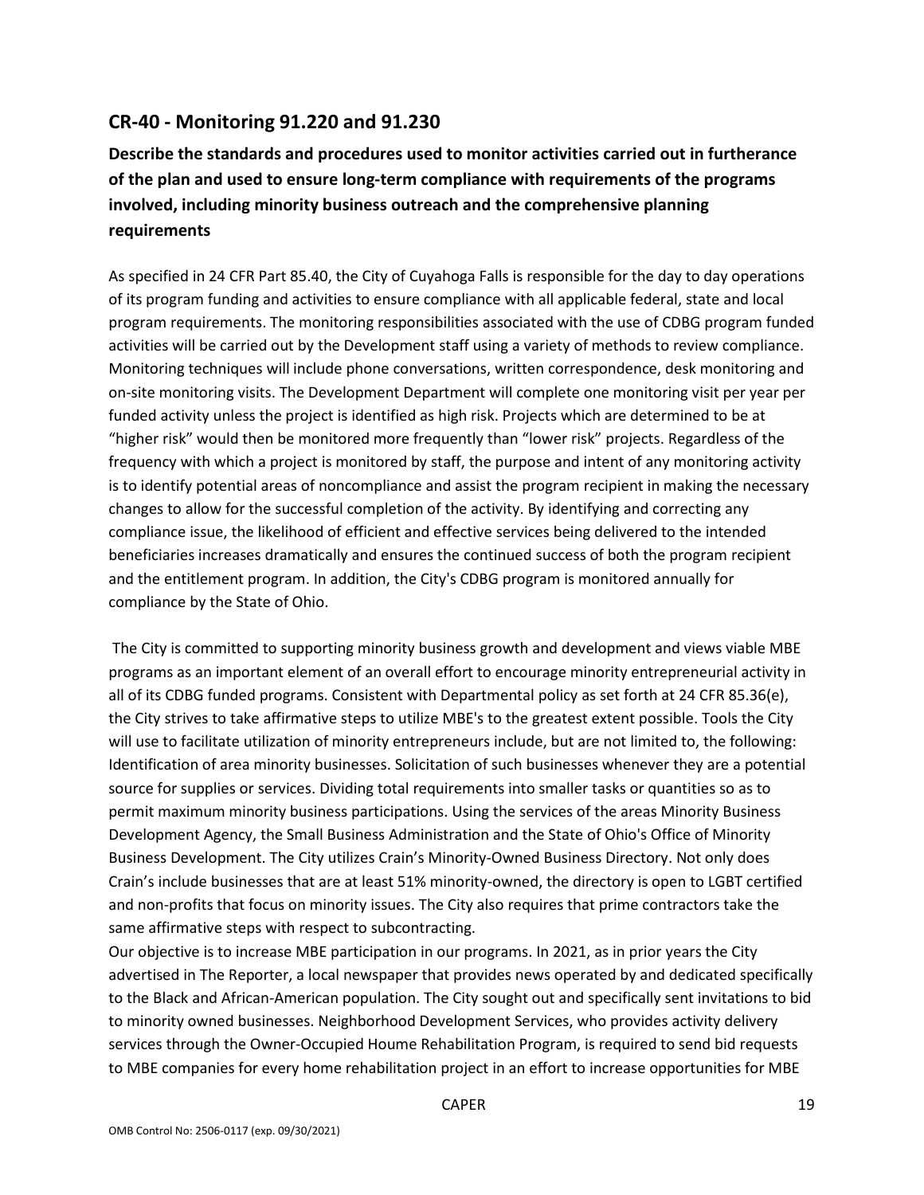## CR-40 - Monitoring 91.220 and 91.230

**Describe the standards and procedures used to monitor activities carried out in furtherance of the plan and used to ensure long-term compliance with requirements of the programs involved, including minority business outreach and the comprehensive planning requirements**

As specified in 24 CFR Part 85.40, the City of Cuyahoga Falls is responsible for the day to day operations of its program funding and activities to ensure compliance with all applicable federal, state and local program requirements. The monitoring responsibilities associated with the use of CDBG program funded activities will be carried out by the Development staff using a variety of methods to review compliance. Monitoring techniques will include phone conversations, written correspondence, desk monitoring and on-site monitoring visits. The Development Department will complete one monitoring visit per year per funded activity unless the project is identified as high risk. Projects which are determined to be at "higher risk" would then be monitored more frequently than "lower risk" projects. Regardless of the frequency with which a project is monitored by staff, the purpose and intent of any monitoring activity is to identify potential areas of noncompliance and assist the program recipient in making the necessary changes to allow for the successful completion of the activity. By identifying and correcting any compliance issue, the likelihood of efficient and effective services being delivered to the intended beneficiaries increases dramatically and ensures the continued success of both the program recipient and the entitlement program. In addition, the City's CDBG program is monitored annually for compliance by the State of Ohio.

The City is committed to supporting minority business growth and development and views viable MBE programs as an important element of an overall effort to encourage minority entrepreneurial activity in all of its CDBG funded programs. Consistent with Departmental policy as set forth at 24 CFR 85.36(e), the City strives to take affirmative steps to utilize MBE's to the greatest extent possible. Tools the City will use to facilitate utilization of minority entrepreneurs include, but are not limited to, the following: Identification of area minority businesses. Solicitation of such businesses whenever they are a potential source for supplies or services. Dividing total requirements into smaller tasks or quantities so as to permit maximum minority business participations. Using the services of the areas Minority Business Development Agency, the Small Business Administration and the State of Ohio's Office of Minority Business Development. The City utilizes Crain's Minority-Owned Business Directory. Not only does Crain's include businesses that are at least 51% minority-owned, the directory is open to LGBT certified and non-profits that focus on minority issues. The City also requires that prime contractors take the same affirmative steps with respect to subcontracting.

Our objective is to increase MBE participation in our programs. In 2021, as in prior years the City advertised in The Reporter, a local newspaper that provides news operated by and dedicated specifically to the Black and African-American population. The City sought out and specifically sent invitations to bid to minority owned businesses. Neighborhood Development Services, who provides activity delivery services through the Owner-Occupied Houme Rehabilitation Program, is required to send bid requests to MBE companies for every home rehabilitation project in an effort to increase opportunities for MBE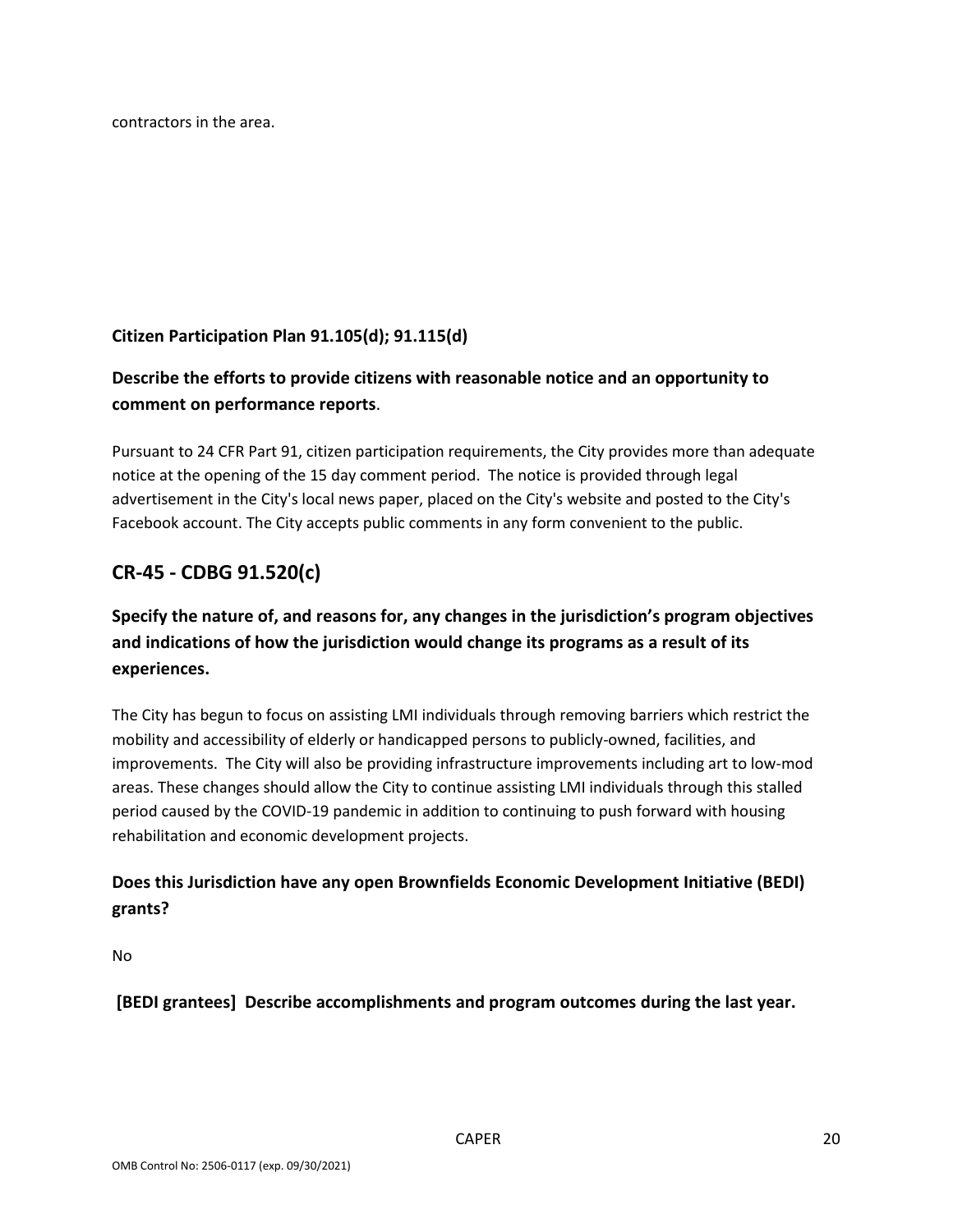contractors in the area.

**Citizen Participation Plan 91.105(d); 91.115(d)**

### Describe the efforts to provide citizens with reasonable notice and an opportunity to comment on performance reports.

Pursuant to 24 CFR Part 91, citizen participation requirements, the City provides more than adequate notice at the opening of the 15 day comment period. The notice is provided through legal advertisement in the City's local news paper, placed on the City's website and posted to the City's Facebook account. The City accepts public comments in any form convenient to the public.

## CR-45 - CDBG 91.520(c)

### Specify the nature of, and reasons for, any changes in the jurisdiction's program objectives and indications of how the jurisdiction would change its programs as a result of its experiences.

The City has begun to focus on assisting LMI individuals through removing barriers which restrict the mobility and accessibility of elderly or handicapped persons to publicly-owned, facilities, and improvements. The City will also be providing infrastructure improvements including art to low-mod areas. These changes should allow the City to continue assisting LMI individuals through this stalled period caused by the COVID-19 pandemic in addition to continuing to push forward with housing rehabilitation and economic development projects.

### Does this Jurisdiction have any open Brownfields Economic Development Initiative (BEDI) grants?

No

**[BEDI grantees] Describe accomplishments and program outcomes during the last year.**